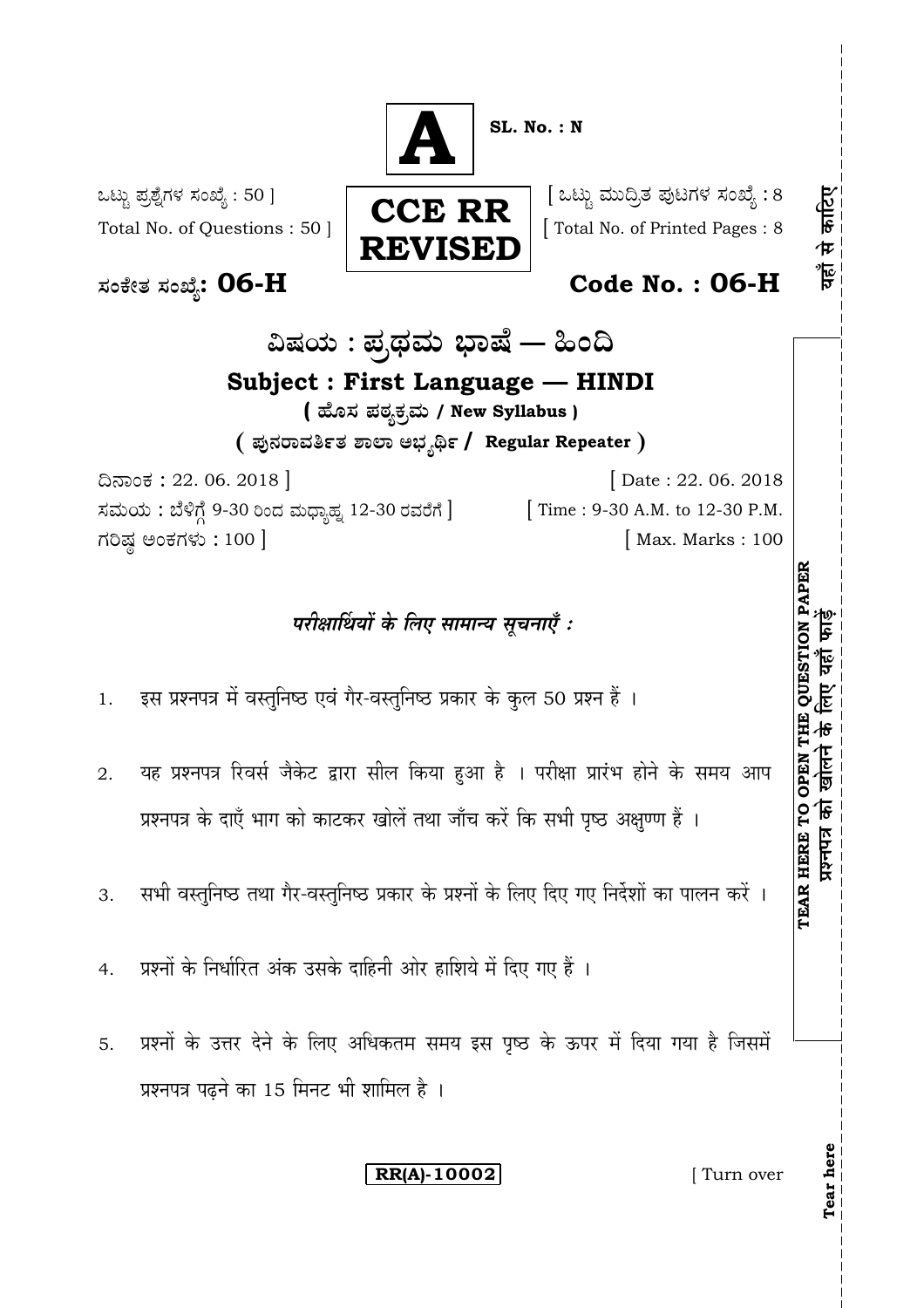**A**

**SL. No. : N**

ಒಟ್ಟು ಪ್ರಶ್ನೆಗಳ ಸಂಖ್ಯೆ : 50 ]
Total No. of Questions : 50 ]

**CCE RR REVISED**

[ ಒಟ್ಟು ಮುದ್ರಿತ ಪುಟಗಳ ಸಂಖ್ಯೆ : 8
[ Total No. of Printed Pages : 8

ಸಂಕೇತ ಸಂಖ್ಯೆ : **06-H** **Code No. : 06-H**

# ವಿಷಯ : ಪ್ರಥಮ ಭಾಷೆ — ಹಿಂದಿ

## Subject : First Language — HINDI

**( ಹೊಸ ಪಠ್ಯಕ್ರಮ / New Syllabus )**

**( ಪುನರಾವರ್ತಿತ ಶಾಲಾ ಅಭ್ಯರ್ಥಿ / Regular Repeater )**

ದಿನಾಂಕ : 22. 06. 2018 ] [ Date : 22. 06. 2018

ಸಮಯ : ಬೆಳಿಗ್ಗೆ 9-30 ರಿಂದ ಮಧ್ಯಾಹ್ನ 12-30 ರವರೆಗೆ ] [ Time : 9-30 A.M. to 12-30 P.M.

ಗರಿಷ್ಠ ಅಂಕಗಳು : 100 ] [ Max. Marks : 100

*परीक्षार्थियों के लिए सामान्य सूचनाएँ :*

1. इस प्रश्नपत्र में वस्तुनिष्ठ एवं गैर-वस्तुनिष्ठ प्रकार के कुल 50 प्रश्न हैं ।
2. यह प्रश्नपत्र रिवर्स जैकेट द्वारा सील किया हुआ है । परीक्षा प्रारंभ होने के समय आप प्रश्नपत्र के दाएँ भाग को काटकर खोलें तथा जाँच करें कि सभी पृष्ठ अक्षुण्ण हैं ।
3. सभी वस्तुनिष्ठ तथा गैर-वस्तुनिष्ठ प्रकार के प्रश्नों के लिए दिए गए निर्देशों का पालन करें ।
4. प्रश्नों के निर्धारित अंक उसके दाहिनी ओर हाशिये में दिए गए हैं ।
5. प्रश्नों के उत्तर देने के लिए अधिकतम समय इस पृष्ठ के ऊपर में दिया गया है जिसमें प्रश्नपत्र पढ़ने का 15 मिनट भी शामिल है ।

**RR(A)-10002**

[ Turn over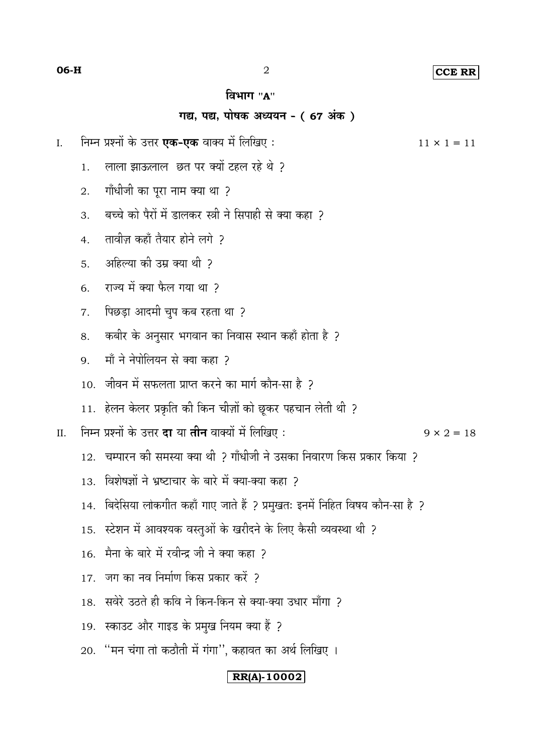## विभाग "A"

### गद्य, पद्य, पोषक अध्ययन - ( 67 अंक )

I. निम्न प्रश्नों के उत्तर **एक-एक** वाक्य में लिखिए : $11 \times 1 = 11$

1. लाला झाऊलाल छत पर क्यों टहल रहे थे ?
2. गाँधीजी का पूरा नाम क्या था ?
3. बच्चे को पैरों में डालकर स्त्री ने सिपाही से क्या कहा ?
4. तावीज़ कहाँ तैयार होने लगे ?
5. अहिल्या की उम्र क्या थी ?
6. राज्य में क्या फैल गया था ?
7. पिछड़ा आदमी चुप कब रहता था ?
8. कबीर के अनुसार भगवान का निवास स्थान कहाँ होता है ?
9. माँ ने नेपोलियन से क्या कहा ?
10. जीवन में सफलता प्राप्त करने का मार्ग कौन-सा है ?
11. हेलन केलर प्रकृति की किन चीज़ों को छूकर पहचान लेती थी ?

II. निम्न प्रश्नों के उत्तर **दा** या **तीन** वाक्यों में लिखिए : $9 \times 2 = 18$

12. चम्पारन की समस्या क्या थी ? गाँधीजी ने उसका निवारण किस प्रकार किया ?
13. विशेषज्ञों ने भ्रष्टाचार के बारे में क्या-क्या कहा ?
14. बिदेसिया लोकगीत कहाँ गाए जाते हैं ? प्रमुखतः इनमें निहित विषय कौन-सा है ?
15. स्टेशन में आवश्यक वस्तुओं के खरीदने के लिए कैसी व्यवस्था थी ?
16. मैना के बारे में रवीन्द्र जी ने क्या कहा ?
17. जग का नव निर्माण किस प्रकार करें ?
18. सवेरे उठते ही कवि ने किन-किन से क्या-क्या उधार माँगा ?
19. स्काउट और गाइड के प्रमुख नियम क्या हैं ?
20. ''मन चंगा तो कठौती में गंगा'', कहावत का अर्थ लिखिए ।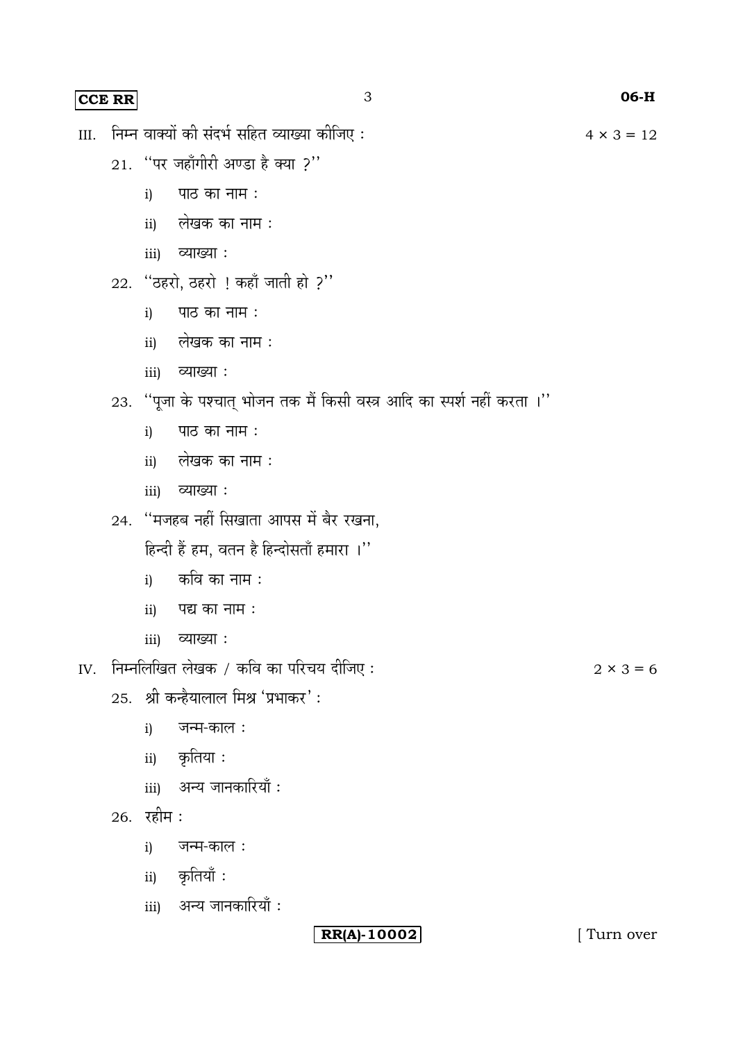III. निम्न वाक्यों की संदर्भ सहित व्याख्या कीजिए : $4 \times 3 = 12$

21. ''पर जहाँगीरी अण्डा है क्या ?''
    - i) पाठ का नाम :
    - ii) लेखक का नाम :
    - iii) व्याख्या :

22. ''ठहरो, ठहरो ! कहाँ जाती हो ?''
    - i) पाठ का नाम :
    - ii) लेखक का नाम :
    - iii) व्याख्या :

23. ''पूजा के पश्चात् भोजन तक मैं किसी वस्त्र आदि का स्पर्श नहीं करता ।''
    - i) पाठ का नाम :
    - ii) लेखक का नाम :
    - iii) व्याख्या :

24. ''मजहब नहीं सिखाता आपस में बैर रखना,
    हिन्दी हैं हम, वतन है हिन्दोसताँ हमारा ।''
    - i) कवि का नाम :
    - ii) पद्य का नाम :
    - iii) व्याख्या :

IV. निम्नलिखित लेखक / कवि का परिचय दीजिए : $2 \times 3 = 6$

25. श्री कन्हैयालाल मिश्र 'प्रभाकर' :
    - i) जन्म-काल :
    - ii) कृतिया :
    - iii) अन्य जानकारियाँ :

26. रहीम :
    - i) जन्म-काल :
    - ii) कृतियाँ :
    - iii) अन्य जानकारियाँ :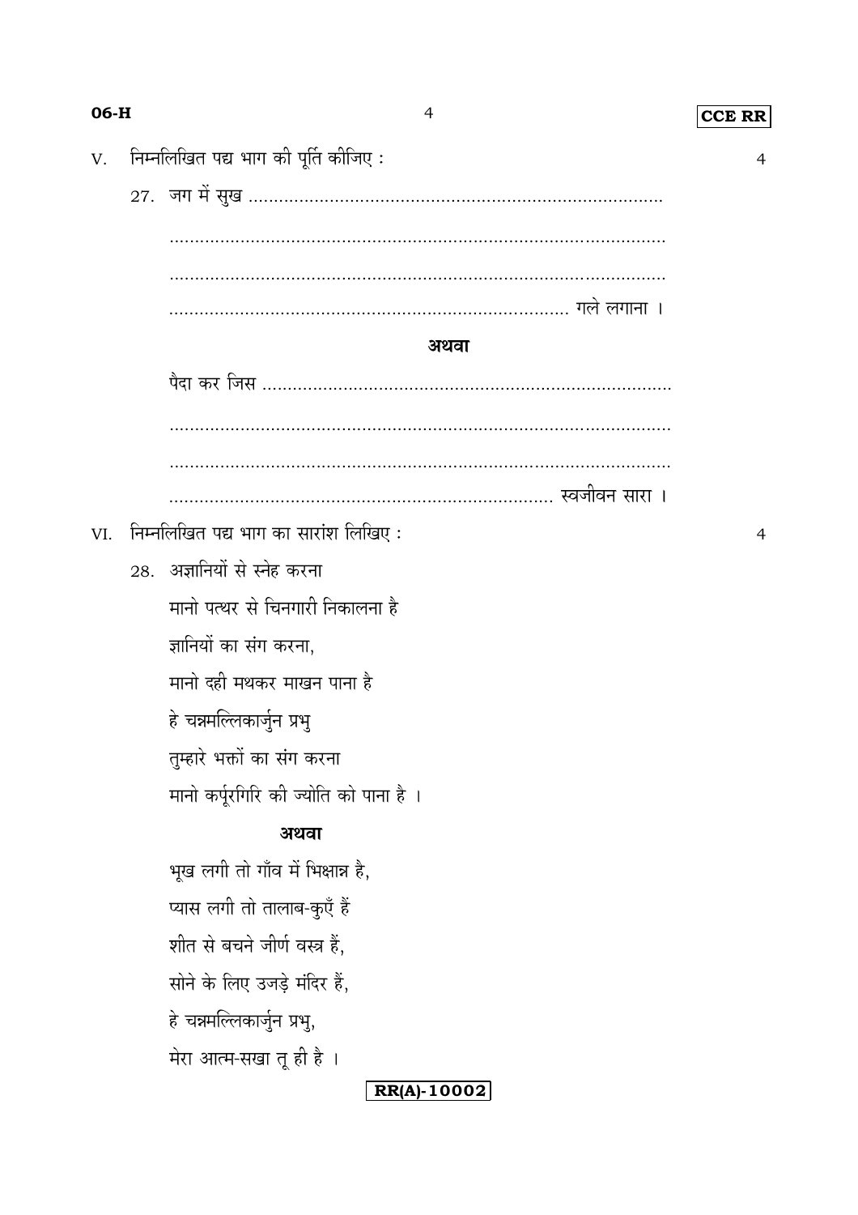V. निम्नलिखित पद्य भाग की पूर्ति कीजिए : 4

27. जग में सुख ..................................................................................

...................................................................................................

...................................................................................................

.................................................................................. गले लगाना ।

**अथवा**

पैदा कर जिस ..................................................................................

...................................................................................................

...................................................................................................

.................................................................................. स्वजीवन सारा ।

VI. निम्नलिखित पद्य भाग का सारांश लिखिए : 4

28. अज्ञानियों से स्नेह करना

मानो पत्थर से चिनगारी निकालना है

ज्ञानियों का संग करना,

मानो दही मथकर माखन पाना है

हे चन्नमल्लिकार्जुन प्रभु

तुम्हारे भक्तों का संग करना

मानो कर्पूरगिरि की ज्योति को पाना है ।

**अथवा**

भूख लगी तो गाँव में भिक्षान्न है,

प्यास लगी तो तालाब-कुएँ हैं

शीत से बचने जीर्ण वस्त्र हैं,

सोने के लिए उजड़े मंदिर हैं,

हे चन्नमल्लिकार्जुन प्रभु,

मेरा आत्म-सखा तू ही है ।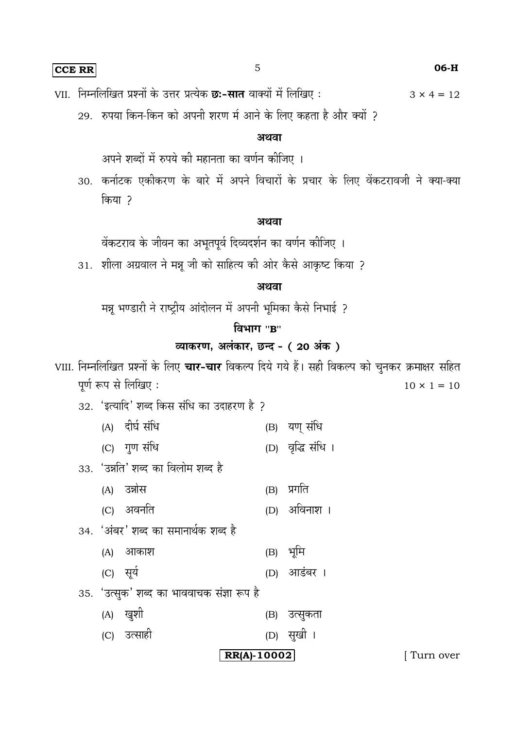VII. निम्नलिखित प्रश्नों के उत्तर प्रत्येक **छः-सात** वाक्यों में लिखिए : $3 \times 4 = 12$

29. रुपया किन-किन को अपनी शरण में आने के लिए कहता है और क्यों ?

**अथवा**

अपने शब्दों में रुपये की महानता का वर्णन कीजिए ।

30. कर्नाटक एकीकरण के बारे में अपने विचारों के प्रचार के लिए वेंकटरावजी ने क्या-क्या किया ?

**अथवा**

वेंकटराव के जीवन का अभूतपूर्व दिव्यदर्शन का वर्णन कीजिए ।

31. शीला अग्रवाल ने मन्नू जी को साहित्य की ओर कैसे आकृष्ट किया ?

**अथवा**

मन्नू भण्डारी ने राष्ट्रीय आंदोलन में अपनी भूमिका कैसे निभाई ?

## विभाग "B"

## व्याकरण, अलंकार, छन्द - ( 20 अंक )

VIII. निम्नलिखित प्रश्नों के लिए **चार-चार** विकल्प दिये गये हैं। सही विकल्प को चुनकर क्रमाक्षर सहित पूर्ण रूप से लिखिए : $10 \times 1 = 10$

32. 'इत्यादि' शब्द किस संधि का उदाहरण है ?

(A) दीर्घ संधि
(B) यण् संधि
(C) गुण संधि
(D) वृद्धि संधि ।

33. 'उन्नति' शब्द का विलोम शब्द है

(A) उन्नोस
(B) प्रगति
(C) अवनति
(D) अविनाश ।

34. 'अंबर' शब्द का समानार्थक शब्द है

(A) आकाश
(B) भूमि
(C) सूर्य
(D) आडंबर ।

35. 'उत्सुक' शब्द का भाववाचक संज्ञा रूप है

(A) खुशी
(B) उत्सुकता
(C) उत्साही
(D) सुखी ।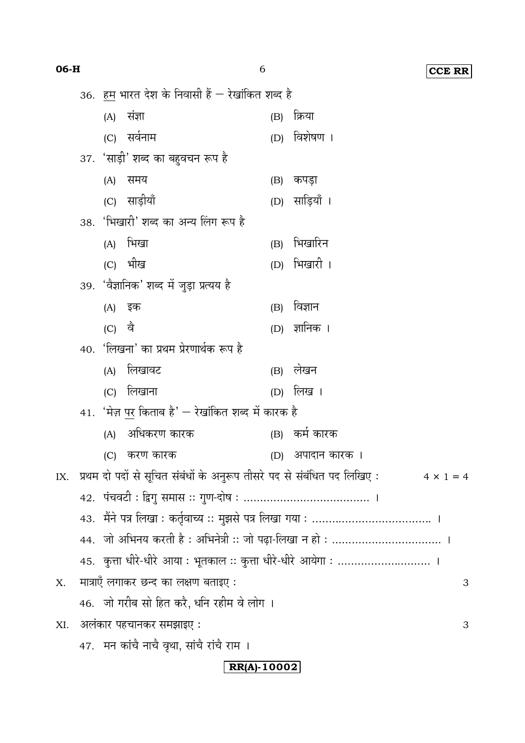36. <u>हम</u> भारत देश के निवासी हैं — रेखांकित शब्द है

(A) संज्ञा (B) क्रिया

(C) सर्वनाम (D) विशेषण ।

37. 'साड़ी' शब्द का बहुवचन रूप है

(A) समय (B) कपड़ा

(C) साड़ीयाँ (D) साड़ियाँ ।

38. 'भिखारी' शब्द का अन्य लिंग रूप है

(A) भिखा (B) भिखारिन

(C) भीख (D) भिखारी ।

39. 'वैज्ञानिक' शब्द में जुड़ा प्रत्यय है

(A) इक (B) विज्ञान

(C) वै (D) ज्ञानिक ।

40. 'लिखना' का प्रथम प्रेरणार्थक रूप है

(A) लिखावट (B) लेखन

(C) लिखाना (D) लिख ।

41. 'मेज़ <u>पर</u> किताब है' — रेखांकित शब्द में कारक है

(A) अधिकरण कारक (B) कर्म कारक

(C) करण कारक (D) अपादान कारक ।

IX. प्रथम दो पदों से सूचित संबंधों के अनुरूप तीसरे पद से संबंधित पद लिखिए : $4 \times 1 = 4$

42. पंचवटी : द्विगु समास :: गुण-दोष : ................................... ।

43. मैंने पत्र लिखा : कर्तृवाच्य :: मुझसे पत्र लिखा गया : ................................... ।

44. जो अभिनय करती है : अभिनेत्री :: जो पढ़ा-लिखा न हो : ................................ ।

45. कुत्ता धीरे-धीरे आया : भूतकाल :: कुत्ता धीरे-धीरे आयेगा : ............................ ।

X. मात्राएँ लगाकर छन्द का लक्षण बताइए : 3

46. जो गरीब सो हित करै, धनि रहीम वे लोग ।

XI. अलंकार पहचानकर समझाइए : 3

47. मन कांचै नाचै वृथा, सांचै रांचै राम ।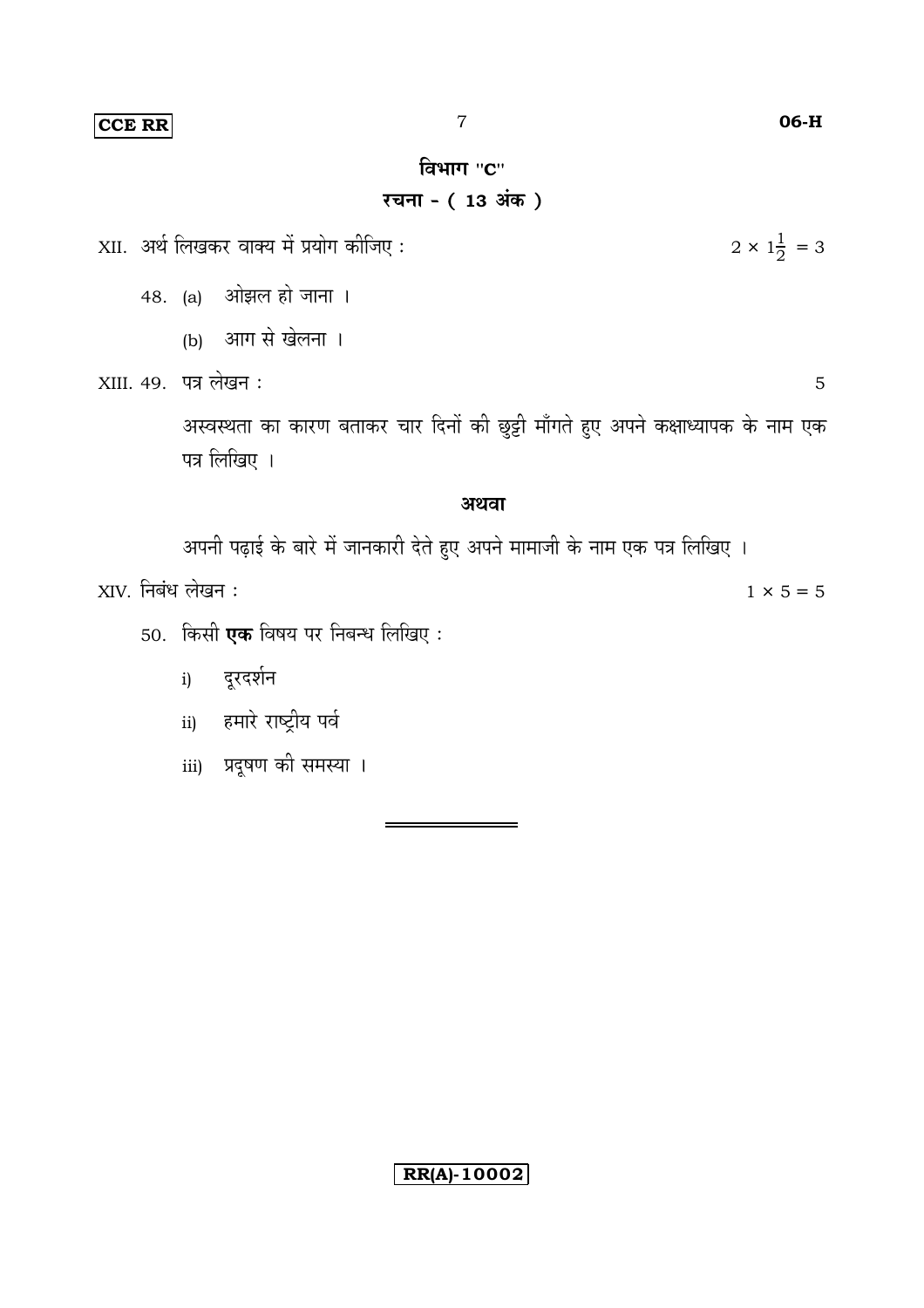## विभाग "C"

### रचना - ( 13 अंक )

XII. अर्थ लिखकर वाक्य में प्रयोग कीजिए : $2 \times 1\frac{1}{2} = 3$

48. (a) ओझल हो जाना ।

    (b) आग से खेलना ।

XIII. 49. पत्र लेखन : 5

अस्वस्थता का कारण बताकर चार दिनों की छुट्टी माँगते हुए अपने कक्षाध्यापक के नाम एक पत्र लिखिए ।

**अथवा**

अपनी पढ़ाई के बारे में जानकारी देते हुए अपने मामाजी के नाम एक पत्र लिखिए ।

XIV. निबंध लेखन : $1 \times 5 = 5$

50. किसी **एक** विषय पर निबन्ध लिखिए :

    i) दूरदर्शन

    ii) हमारे राष्ट्रीय पर्व

    iii) प्रदूषण की समस्या ।